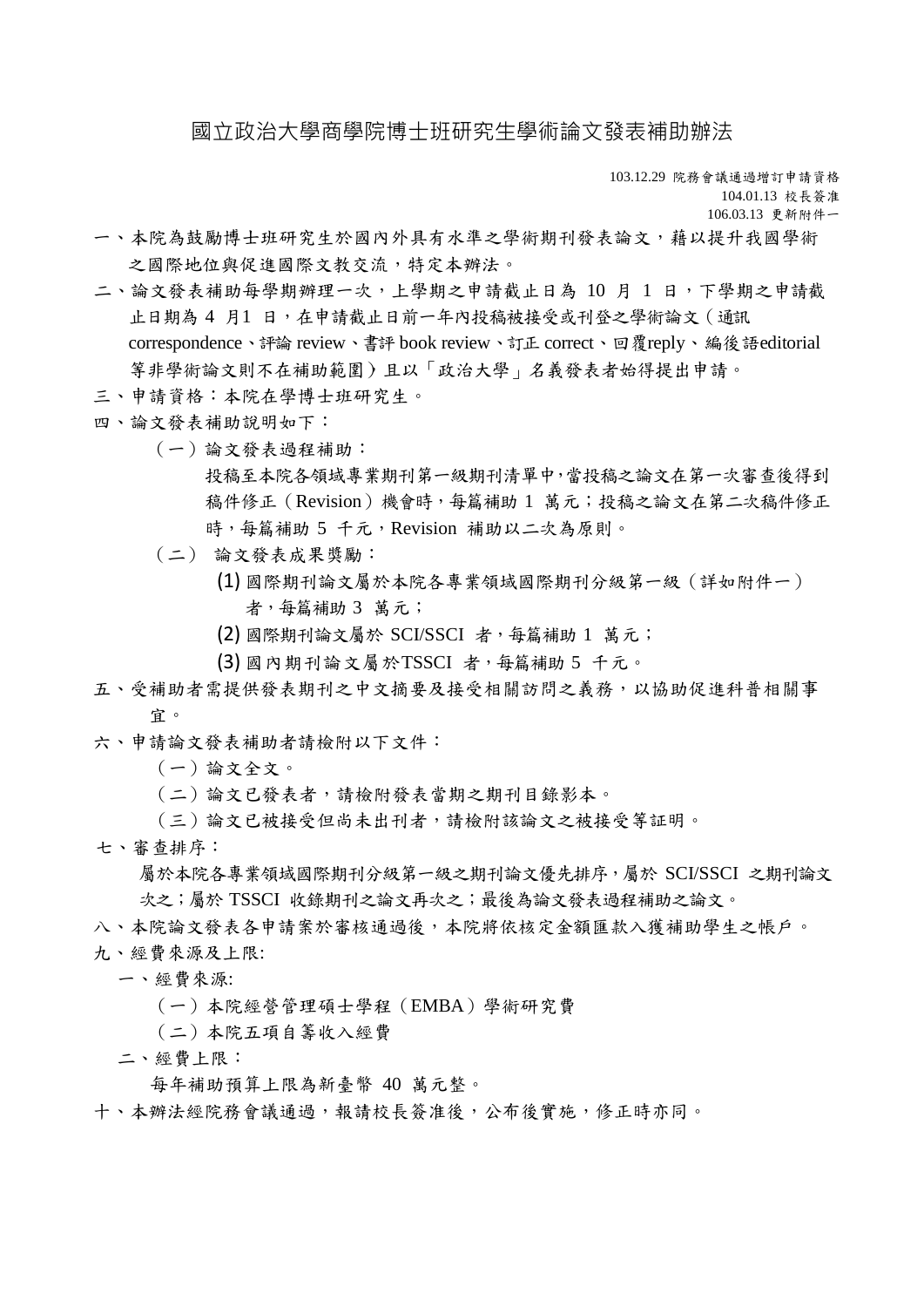# 國立政治大學商學院博士班研究生學術論文發表補助辦法

103.12.29 院務會議通過增訂申請資格
104.01.13 校長簽准
106.03.13 更新附件一

一、本院為鼓勵博士班研究生於國內外具有水準之學術期刊發表論文，藉以提升我國學術之國際地位與促進國際文教交流，特定本辦法。

二、論文發表補助每學期辦理一次，上學期之申請截止日為 10 月 1 日，下學期之申請截止日期為 4 月1 日，在申請截止日前一年內投稿被接受或刊登之學術論文（通訊 correspondence、評論 review、書評 book review、訂正 correct、回覆reply、編後語editorial 等非學術論文則不在補助範圍）且以「政治大學」名義發表者始得提出申請。

三、申請資格：本院在學博士班研究生。

四、論文發表補助說明如下：

（一）論文發表過程補助：

投稿至本院各領域專業期刊第一級期刊清單中，當投稿之論文在第一次審查後得到稿件修正（Revision）機會時，每篇補助 1 萬元；投稿之論文在第二次稿件修正時，每篇補助 5 千元，Revision 補助以二次為原則。

（二） 論文發表成果獎勵：

(1) 國際期刊論文屬於本院各專業領域國際期刊分級第一級（詳如附件一）者，每篇補助 3 萬元；

(2) 國際期刊論文屬於 SCI/SSCI 者，每篇補助 1 萬元；

(3) 國內期刊論文屬於TSSCI 者，每篇補助 5 千元。

五、受補助者需提供發表期刊之中文摘要及接受相關訪問之義務，以協助促進科普相關事宜。

六、申請論文發表補助者請檢附以下文件：

（一）論文全文。

（二）論文已發表者，請檢附發表當期之期刊目錄影本。

（三）論文已被接受但尚未出刊者，請檢附該論文之被接受等証明。

七、審查排序：

屬於本院各專業領域國際期刊分級第一級之期刊論文優先排序，屬於 SCI/SSCI 之期刊論文次之；屬於 TSSCI 收錄期刊之論文再次之；最後為論文發表過程補助之論文。

八、本院論文發表各申請案於審核通過後，本院將依核定金額匯款入獲補助學生之帳戶。

九、經費來源及上限:

一、經費來源:

（一）本院經營管理碩士學程（EMBA）學術研究費

（二）本院五項自籌收入經費

二、經費上限：

每年補助預算上限為新臺幣 40 萬元整。

十、本辦法經院務會議通過，報請校長簽准後，公布後實施，修正時亦同。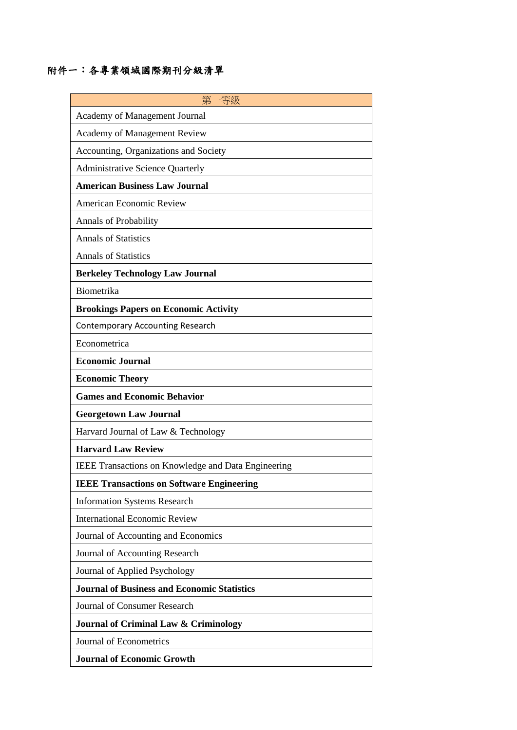附件一：各專業領域國際期刊分級清單

| 第一等級 |
| --- |
| Academy of Management Journal |
| Academy of Management Review |
| Accounting, Organizations and Society |
| Administrative Science Quarterly |
| **American Business Law Journal** |
| American Economic Review |
| Annals of Probability |
| Annals of Statistics |
| Annals of Statistics |
| **Berkeley Technology Law Journal** |
| Biometrika |
| **Brookings Papers on Economic Activity** |
| Contemporary Accounting Research |
| Econometrica |
| **Economic Journal** |
| **Economic Theory** |
| **Games and Economic Behavior** |
| **Georgetown Law Journal** |
| Harvard Journal of Law & Technology |
| **Harvard Law Review** |
| IEEE Transactions on Knowledge and Data Engineering |
| **IEEE Transactions on Software Engineering** |
| Information Systems Research |
| International Economic Review |
| Journal of Accounting and Economics |
| Journal of Accounting Research |
| Journal of Applied Psychology |
| **Journal of Business and Economic Statistics** |
| Journal of Consumer Research |
| **Journal of Criminal Law & Criminology** |
| Journal of Econometrics |
| **Journal of Economic Growth** |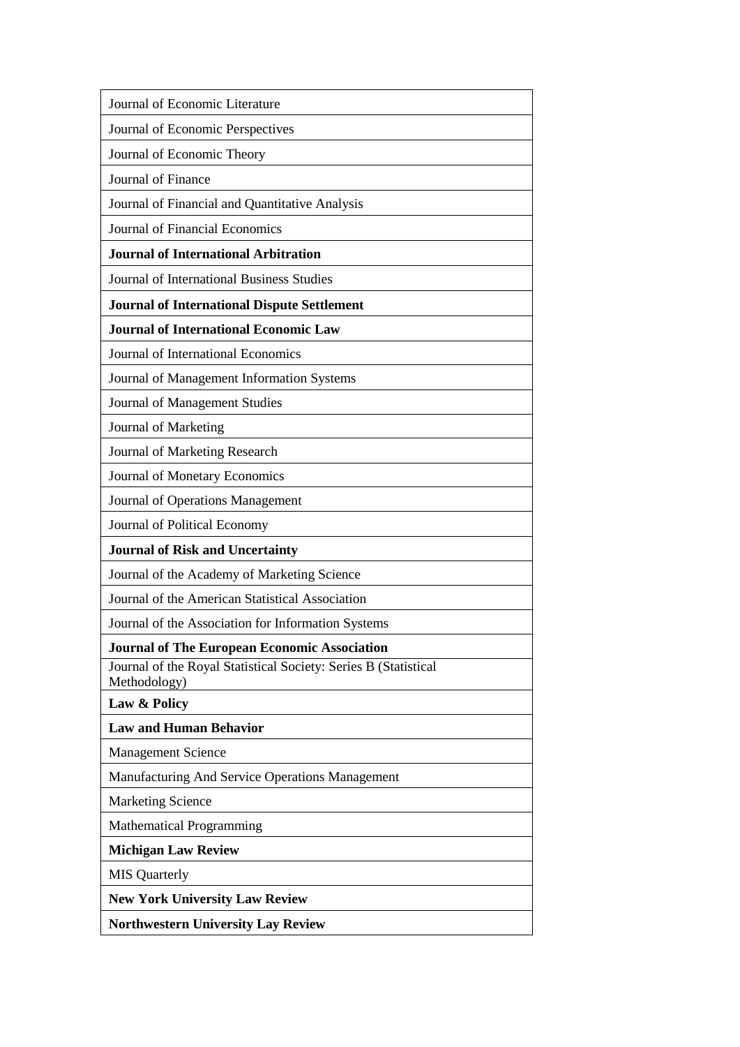| Journal of Economic Literature |
| --- |
| Journal of Economic Perspectives |
| Journal of Economic Theory |
| Journal of Finance |
| Journal of Financial and Quantitative Analysis |
| Journal of Financial Economics |
| **Journal of International Arbitration** |
| Journal of International Business Studies |
| **Journal of International Dispute Settlement** |
| **Journal of International Economic Law** |
| Journal of International Economics |
| Journal of Management Information Systems |
| Journal of Management Studies |
| Journal of Marketing |
| Journal of Marketing Research |
| Journal of Monetary Economics |
| Journal of Operations Management |
| Journal of Political Economy |
| **Journal of Risk and Uncertainty** |
| Journal of the Academy of Marketing Science |
| Journal of the American Statistical Association |
| Journal of the Association for Information Systems |
| **Journal of The European Economic Association** |
| Journal of the Royal Statistical Society: Series B (Statistical Methodology) |
| **Law & Policy** |
| **Law and Human Behavior** |
| Management Science |
| Manufacturing And Service Operations Management |
| Marketing Science |
| Mathematical Programming |
| **Michigan Law Review** |
| MIS Quarterly |
| **New York University Law Review** |
| **Northwestern University Lay Review** |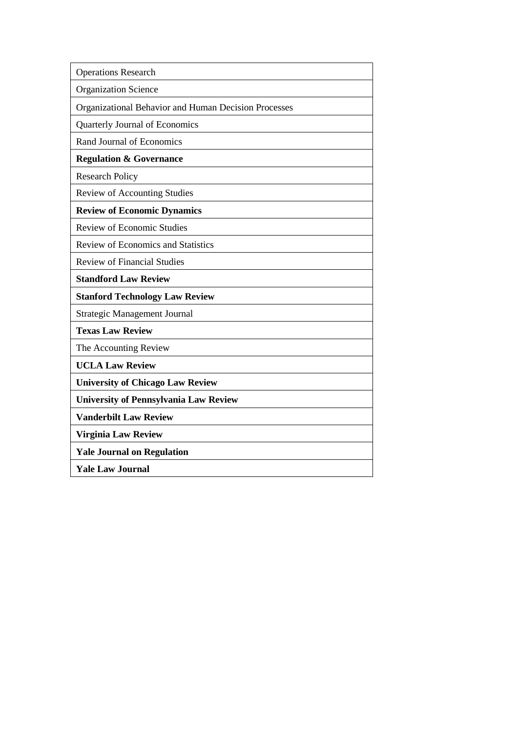| |
|---|
| Operations Research |
| Organization Science |
| Organizational Behavior and Human Decision Processes |
| Quarterly Journal of Economics |
| Rand Journal of Economics |
| **Regulation & Governance** |
| Research Policy |
| Review of Accounting Studies |
| **Review of Economic Dynamics** |
| Review of Economic Studies |
| Review of Economics and Statistics |
| Review of Financial Studies |
| **Standford Law Review** |
| **Stanford Technology Law Review** |
| Strategic Management Journal |
| **Texas Law Review** |
| The Accounting Review |
| **UCLA Law Review** |
| **University of Chicago Law Review** |
| **University of Pennsylvania Law Review** |
| **Vanderbilt Law Review** |
| **Virginia Law Review** |
| **Yale Journal on Regulation** |
| **Yale Law Journal** |